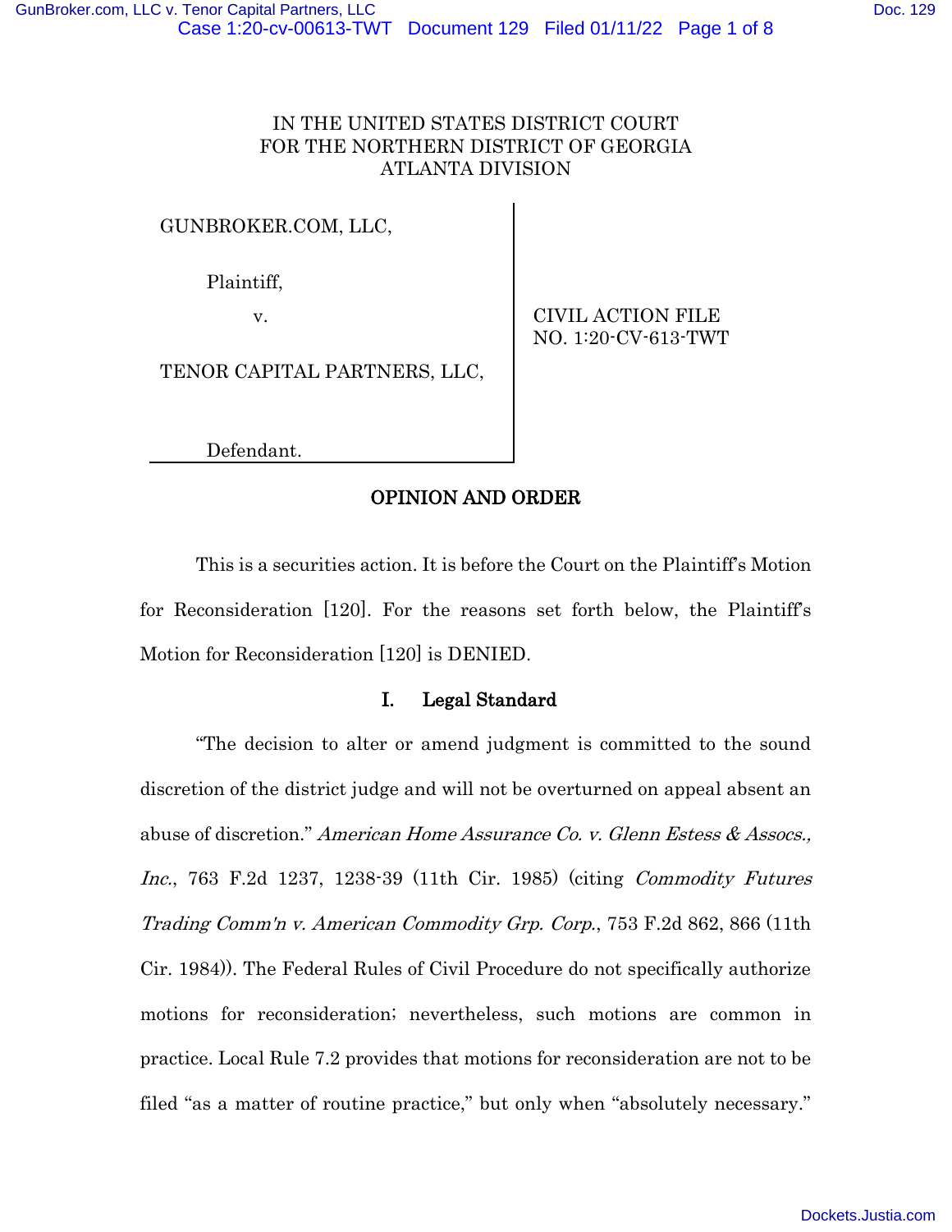IN THE UNITED STATES DISTRICT COURT
FOR THE NORTHERN DISTRICT OF GEORGIA
ATLANTA DIVISION

GUNBROKER.COM, LLC,

Plaintiff,

v.

TENOR CAPITAL PARTNERS, LLC,

Defendant.

CIVIL ACTION FILE
NO. 1:20-CV-613-TWT

## OPINION AND ORDER

This is a securities action. It is before the Court on the Plaintiff's Motion for Reconsideration [120]. For the reasons set forth below, the Plaintiff's Motion for Reconsideration [120] is DENIED.

### I. Legal Standard

"The decision to alter or amend judgment is committed to the sound discretion of the district judge and will not be overturned on appeal absent an abuse of discretion." *American Home Assurance Co. v. Glenn Estess & Assocs., Inc.*, 763 F.2d 1237, 1238-39 (11th Cir. 1985) (citing *Commodity Futures Trading Comm'n v. American Commodity Grp. Corp.*, 753 F.2d 862, 866 (11th Cir. 1984)). The Federal Rules of Civil Procedure do not specifically authorize motions for reconsideration; nevertheless, such motions are common in practice. Local Rule 7.2 provides that motions for reconsideration are not to be filed "as a matter of routine practice," but only when "absolutely necessary."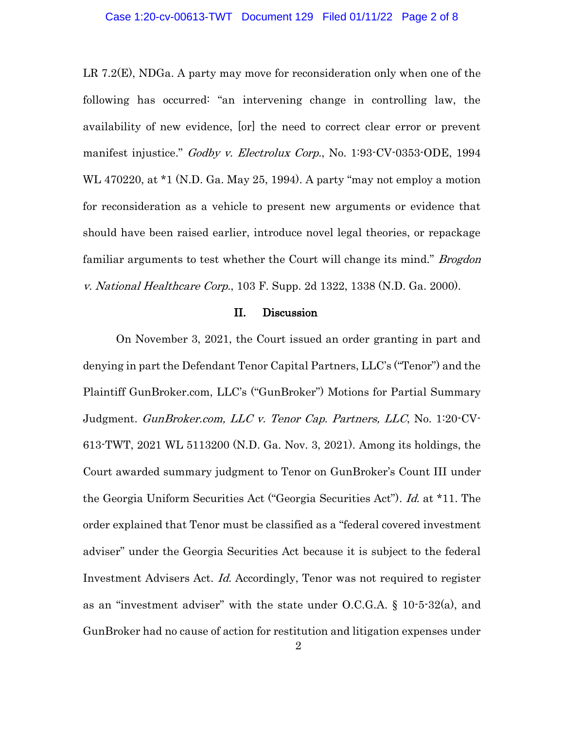LR 7.2(E), NDGa. A party may move for reconsideration only when one of the following has occurred: "an intervening change in controlling law, the availability of new evidence, [or] the need to correct clear error or prevent manifest injustice." *Godby v. Electrolux Corp.*, No. 1:93-CV-0353-ODE, 1994 WL 470220, at *1 (N.D. Ga. May 25, 1994). A party "may not employ a motion for reconsideration as a vehicle to present new arguments or evidence that should have been raised earlier, introduce novel legal theories, or repackage familiar arguments to test whether the Court will change its mind." *Brogdon v. National Healthcare Corp.*, 103 F. Supp. 2d 1322, 1338 (N.D. Ga. 2000).

## II. Discussion

On November 3, 2021, the Court issued an order granting in part and denying in part the Defendant Tenor Capital Partners, LLC's ("Tenor") and the Plaintiff GunBroker.com, LLC's ("GunBroker") Motions for Partial Summary Judgment. *GunBroker.com, LLC v. Tenor Cap. Partners, LLC*, No. 1:20-CV-613-TWT, 2021 WL 5113200 (N.D. Ga. Nov. 3, 2021). Among its holdings, the Court awarded summary judgment to Tenor on GunBroker's Count III under the Georgia Uniform Securities Act ("Georgia Securities Act"). *Id.* at *11. The order explained that Tenor must be classified as a "federal covered investment adviser" under the Georgia Securities Act because it is subject to the federal Investment Advisers Act. *Id.* Accordingly, Tenor was not required to register as an "investment adviser" with the state under O.C.G.A. § 10-5-32(a), and GunBroker had no cause of action for restitution and litigation expenses under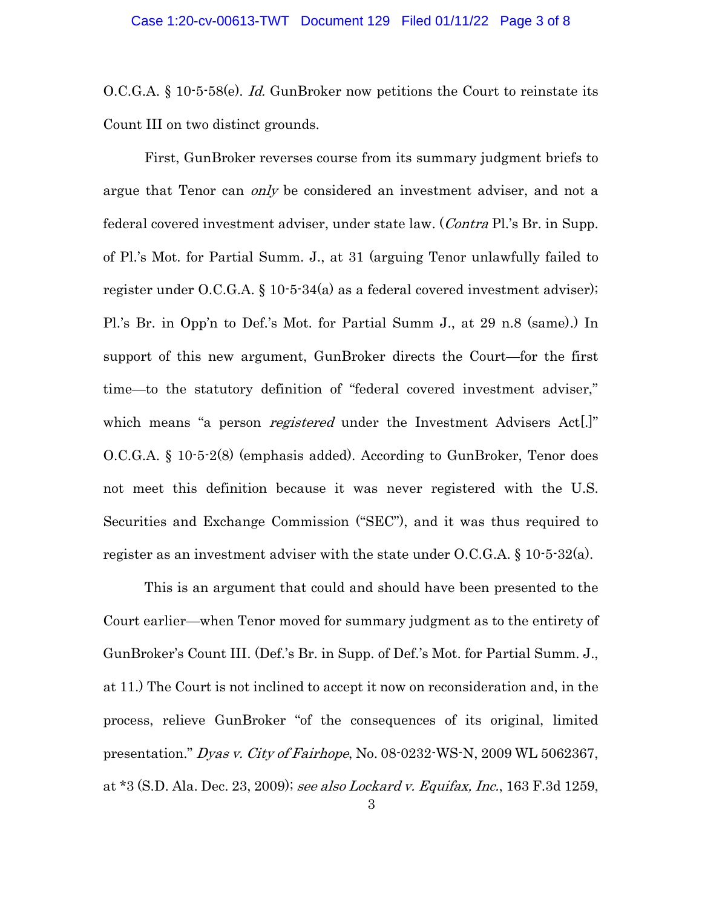O.C.G.A. § 10-5-58(e). *Id.* GunBroker now petitions the Court to reinstate its Count III on two distinct grounds.

First, GunBroker reverses course from its summary judgment briefs to argue that Tenor can *only* be considered an investment adviser, and not a federal covered investment adviser, under state law. (*Contra* Pl.'s Br. in Supp. of Pl.'s Mot. for Partial Summ. J., at 31 (arguing Tenor unlawfully failed to register under O.C.G.A. § 10-5-34(a) as a federal covered investment adviser); Pl.'s Br. in Opp'n to Def.'s Mot. for Partial Summ J., at 29 n.8 (same).) In support of this new argument, GunBroker directs the Court—for the first time—to the statutory definition of "federal covered investment adviser," which means "a person *registered* under the Investment Advisers Act[.]" O.C.G.A. § 10-5-2(8) (emphasis added). According to GunBroker, Tenor does not meet this definition because it was never registered with the U.S. Securities and Exchange Commission ("SEC"), and it was thus required to register as an investment adviser with the state under O.C.G.A. § 10-5-32(a).

This is an argument that could and should have been presented to the Court earlier—when Tenor moved for summary judgment as to the entirety of GunBroker's Count III. (Def.'s Br. in Supp. of Def.'s Mot. for Partial Summ. J., at 11.) The Court is not inclined to accept it now on reconsideration and, in the process, relieve GunBroker "of the consequences of its original, limited presentation." *Dyas v. City of Fairhope*, No. 08-0232-WS-N, 2009 WL 5062367, at *3 (S.D. Ala. Dec. 23, 2009); *see also Lockard v. Equifax, Inc.*, 163 F.3d 1259,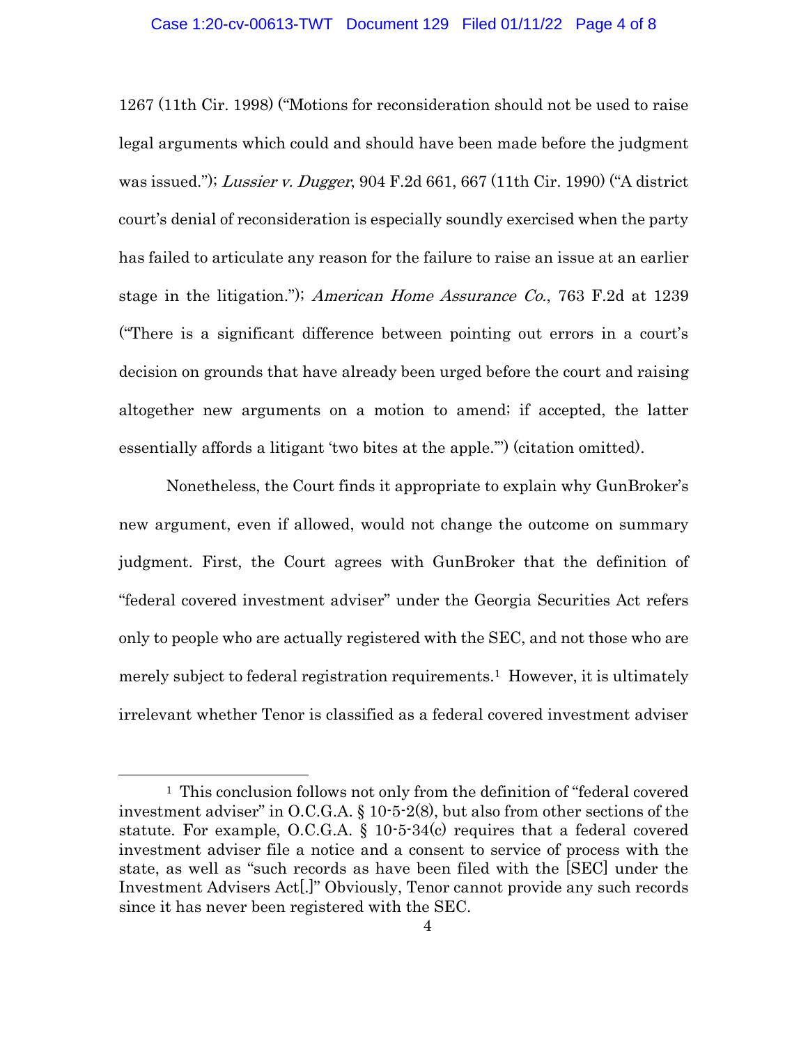1267 (11th Cir. 1998) ("Motions for reconsideration should not be used to raise legal arguments which could and should have been made before the judgment was issued."); *Lussier v. Dugger*, 904 F.2d 661, 667 (11th Cir. 1990) ("A district court's denial of reconsideration is especially soundly exercised when the party has failed to articulate any reason for the failure to raise an issue at an earlier stage in the litigation."); *American Home Assurance Co.*, 763 F.2d at 1239 ("There is a significant difference between pointing out errors in a court's decision on grounds that have already been urged before the court and raising altogether new arguments on a motion to amend; if accepted, the latter essentially affords a litigant 'two bites at the apple.'") (citation omitted).

Nonetheless, the Court finds it appropriate to explain why GunBroker's new argument, even if allowed, would not change the outcome on summary judgment. First, the Court agrees with GunBroker that the definition of "federal covered investment adviser" under the Georgia Securities Act refers only to people who are actually registered with the SEC, and not those who are merely subject to federal registration requirements.[1] However, it is ultimately irrelevant whether Tenor is classified as a federal covered investment adviser

---

[1] This conclusion follows not only from the definition of "federal covered investment adviser" in O.C.G.A. § 10-5-2(8), but also from other sections of the statute. For example, O.C.G.A. § 10-5-34(c) requires that a federal covered investment adviser file a notice and a consent to service of process with the state, as well as "such records as have been filed with the [SEC] under the Investment Advisers Act[.]" Obviously, Tenor cannot provide any such records since it has never been registered with the SEC.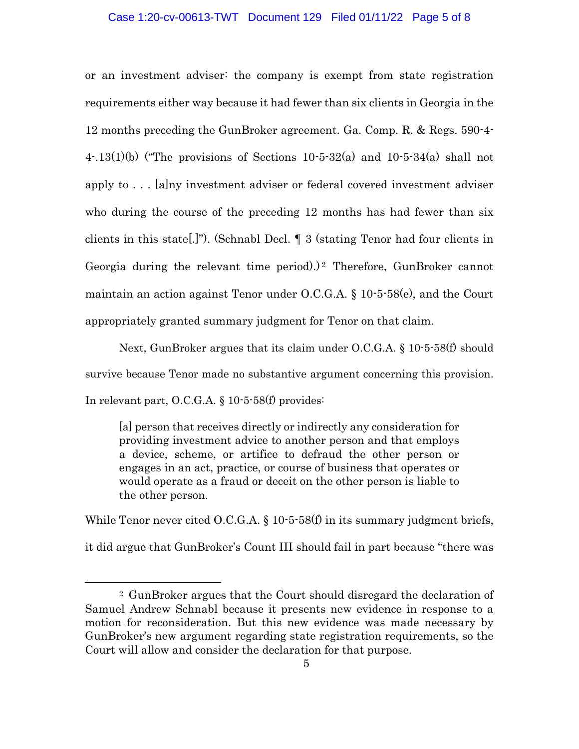or an investment adviser: the company is exempt from state registration requirements either way because it had fewer than six clients in Georgia in the 12 months preceding the GunBroker agreement. Ga. Comp. R. & Regs. 590-4-4-.13(1)(b) ("The provisions of Sections 10-5-32(a) and 10-5-34(a) shall not apply to . . . [a]ny investment adviser or federal covered investment adviser who during the course of the preceding 12 months has had fewer than six clients in this state[.]"). (Schnabl Decl. ¶ 3 (stating Tenor had four clients in Georgia during the relevant time period).)[2] Therefore, GunBroker cannot maintain an action against Tenor under O.C.G.A. § 10-5-58(e), and the Court appropriately granted summary judgment for Tenor on that claim.

Next, GunBroker argues that its claim under O.C.G.A. § 10-5-58(f) should survive because Tenor made no substantive argument concerning this provision. In relevant part, O.C.G.A. § 10-5-58(f) provides:

> [a] person that receives directly or indirectly any consideration for providing investment advice to another person and that employs a device, scheme, or artifice to defraud the other person or engages in an act, practice, or course of business that operates or would operate as a fraud or deceit on the other person is liable to the other person.

While Tenor never cited O.C.G.A. § 10-5-58(f) in its summary judgment briefs, it did argue that GunBroker's Count III should fail in part because "there was

---

[2] GunBroker argues that the Court should disregard the declaration of Samuel Andrew Schnabl because it presents new evidence in response to a motion for reconsideration. But this new evidence was made necessary by GunBroker's new argument regarding state registration requirements, so the Court will allow and consider the declaration for that purpose.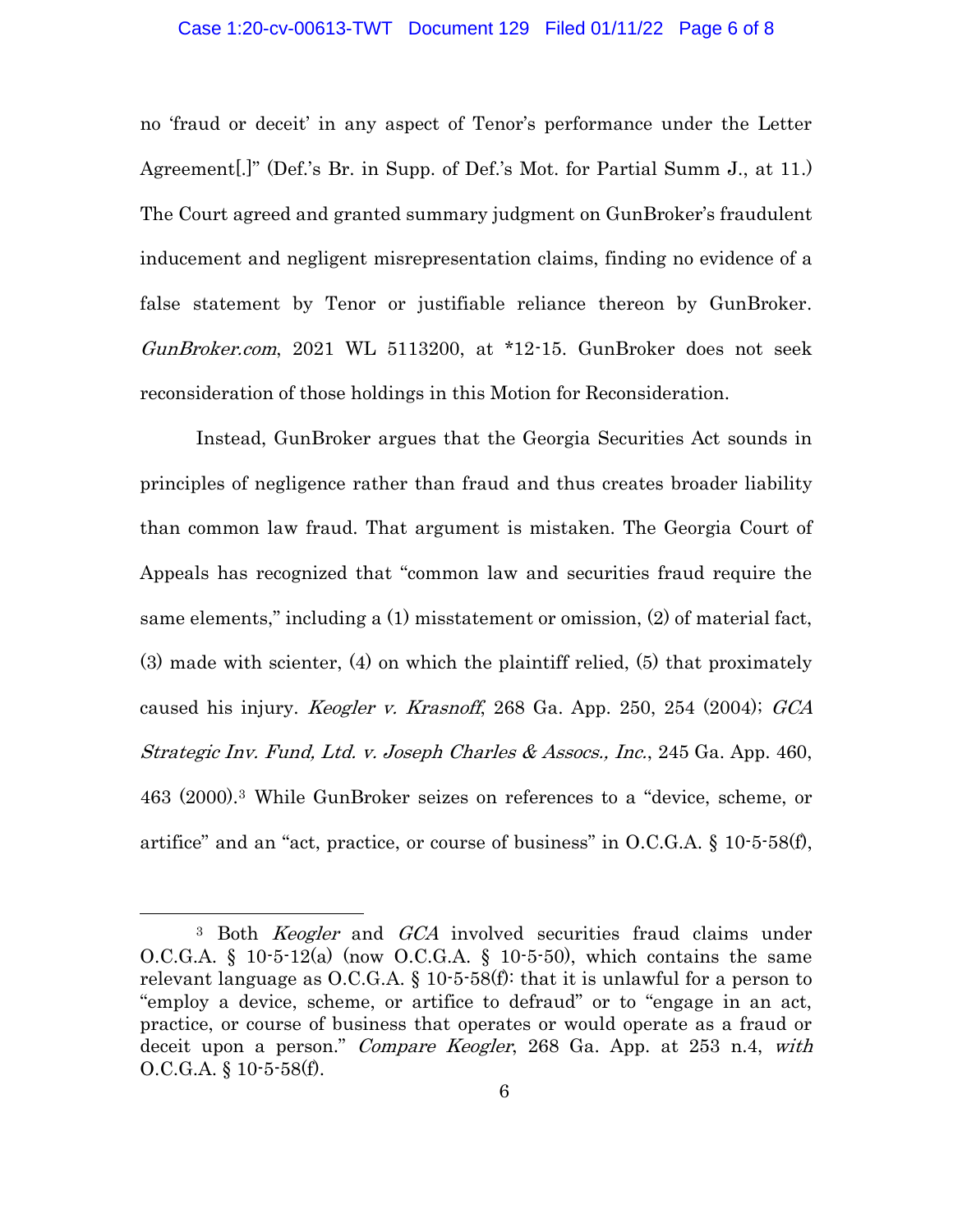no 'fraud or deceit' in any aspect of Tenor's performance under the Letter Agreement[.]" (Def.'s Br. in Supp. of Def.'s Mot. for Partial Summ J., at 11.) The Court agreed and granted summary judgment on GunBroker's fraudulent inducement and negligent misrepresentation claims, finding no evidence of a false statement by Tenor or justifiable reliance thereon by GunBroker. *GunBroker.com*, 2021 WL 5113200, at *12-15. GunBroker does not seek reconsideration of those holdings in this Motion for Reconsideration.

Instead, GunBroker argues that the Georgia Securities Act sounds in principles of negligence rather than fraud and thus creates broader liability than common law fraud. That argument is mistaken. The Georgia Court of Appeals has recognized that "common law and securities fraud require the same elements," including a (1) misstatement or omission, (2) of material fact, (3) made with scienter, (4) on which the plaintiff relied, (5) that proximately caused his injury. *Keogler v. Krasnoff*, 268 Ga. App. 250, 254 (2004); *GCA Strategic Inv. Fund, Ltd. v. Joseph Charles & Assocs., Inc.*, 245 Ga. App. 460, 463 (2000).[3] While GunBroker seizes on references to a "device, scheme, or artifice" and an "act, practice, or course of business" in O.C.G.A. § 10-5-58(f),

---

[3] Both *Keogler* and *GCA* involved securities fraud claims under O.C.G.A. § 10-5-12(a) (now O.C.G.A. § 10-5-50), which contains the same relevant language as O.C.G.A. § 10-5-58(f): that it is unlawful for a person to "employ a device, scheme, or artifice to defraud" or to "engage in an act, practice, or course of business that operates or would operate as a fraud or deceit upon a person." *Compare Keogler*, 268 Ga. App. at 253 n.4, *with* O.C.G.A. § 10-5-58(f).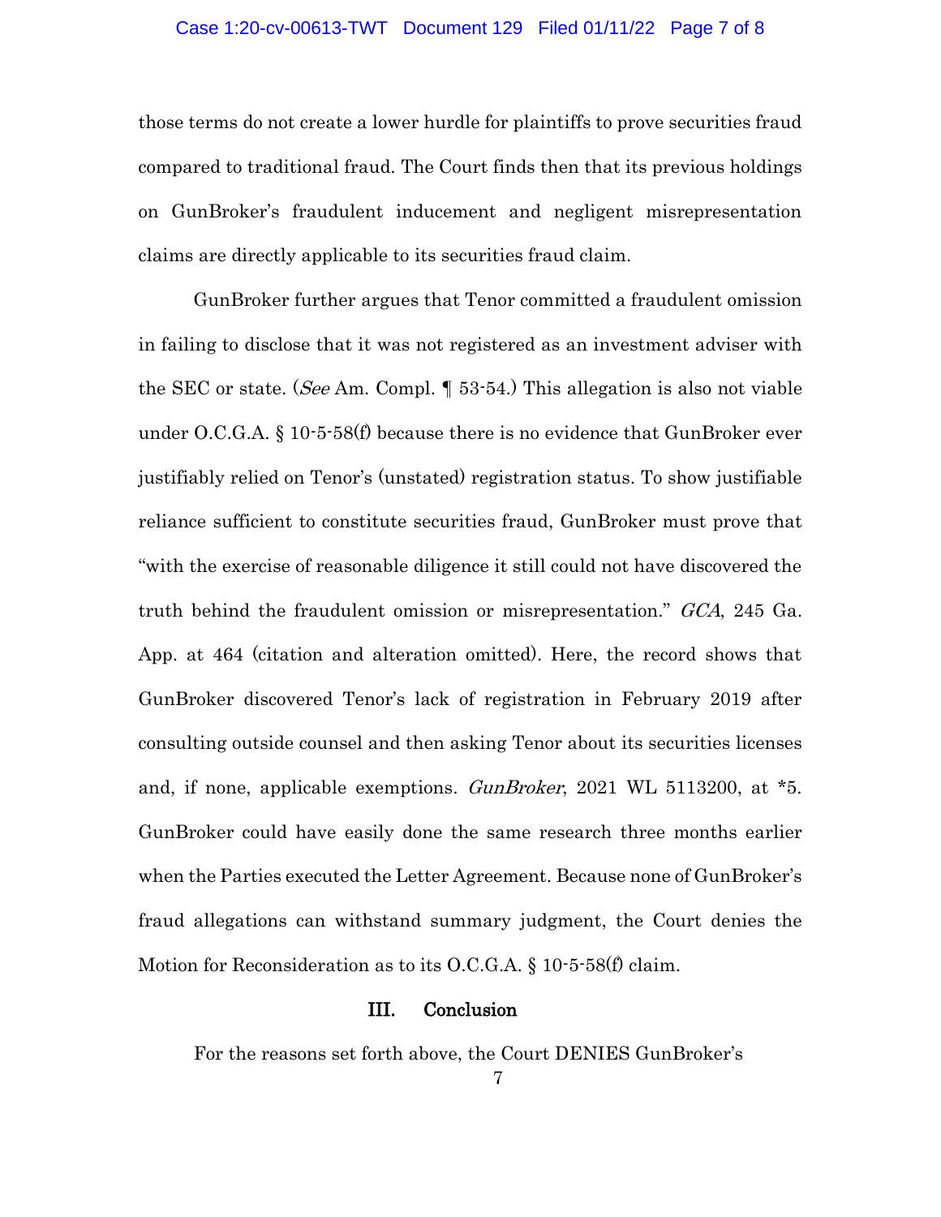those terms do not create a lower hurdle for plaintiffs to prove securities fraud compared to traditional fraud. The Court finds then that its previous holdings on GunBroker's fraudulent inducement and negligent misrepresentation claims are directly applicable to its securities fraud claim.

GunBroker further argues that Tenor committed a fraudulent omission in failing to disclose that it was not registered as an investment adviser with the SEC or state. (*See* Am. Compl. ¶ 53-54.) This allegation is also not viable under O.C.G.A. § 10-5-58(f) because there is no evidence that GunBroker ever justifiably relied on Tenor's (unstated) registration status. To show justifiable reliance sufficient to constitute securities fraud, GunBroker must prove that "with the exercise of reasonable diligence it still could not have discovered the truth behind the fraudulent omission or misrepresentation." *GCA*, 245 Ga. App. at 464 (citation and alteration omitted). Here, the record shows that GunBroker discovered Tenor's lack of registration in February 2019 after consulting outside counsel and then asking Tenor about its securities licenses and, if none, applicable exemptions. *GunBroker*, 2021 WL 5113200, at *5. GunBroker could have easily done the same research three months earlier when the Parties executed the Letter Agreement. Because none of GunBroker's fraud allegations can withstand summary judgment, the Court denies the Motion for Reconsideration as to its O.C.G.A. § 10-5-58(f) claim.

## III. Conclusion

For the reasons set forth above, the Court DENIES GunBroker's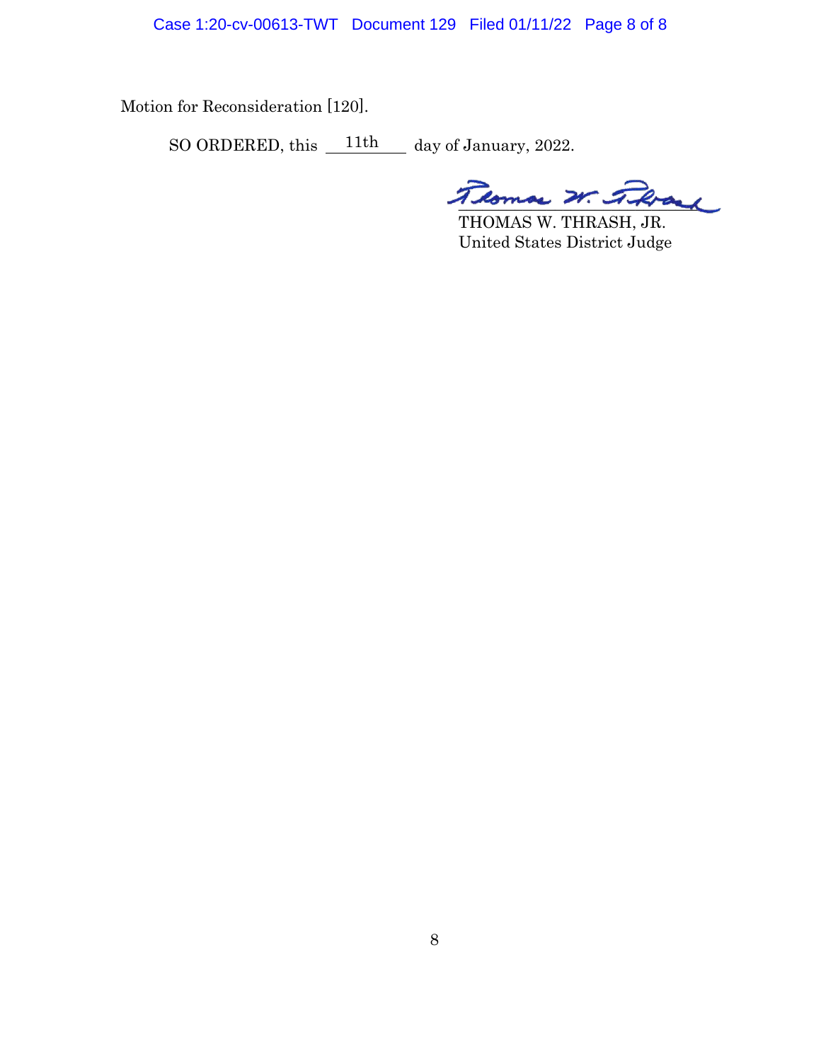Motion for Reconsideration [120].

SO ORDERED, this 11th day of January, 2022.

THOMAS W. THRASH, JR.
United States District Judge